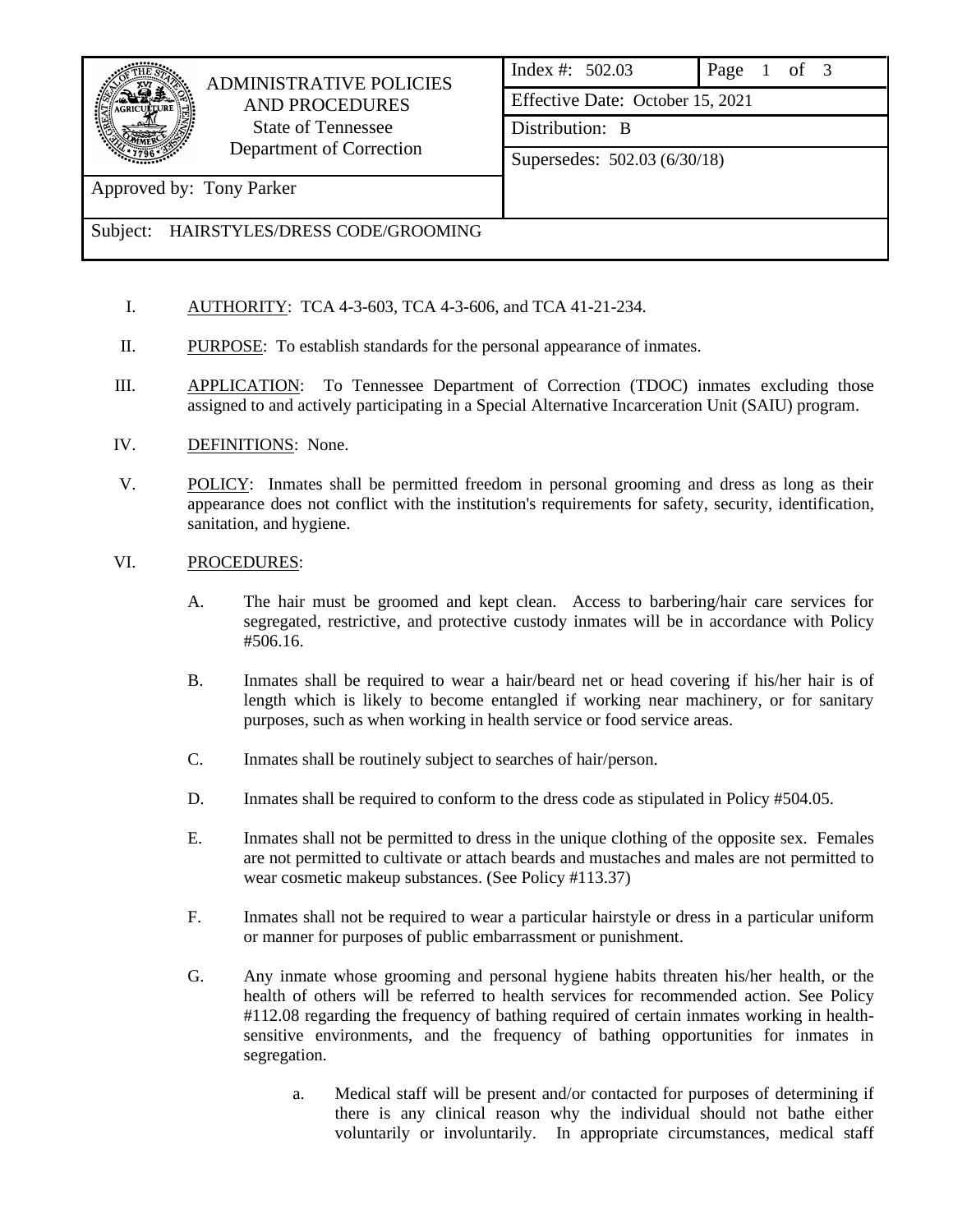| ADMINISTRATIVE POLICIES AND PROCEDURES State of Tennessee Department of Correction | Index #: 502.03 | Page 1 of 3 |
|---|---|---|
| | Effective Date: October 15, 2021 | |
| | Distribution: B | |
| | Supersedes: 502.03 (6/30/18) | |
| Approved by: Tony Parker | | |
| Subject: HAIRSTYLES/DRESS CODE/GROOMING | | |

I. AUTHORITY: TCA 4-3-603, TCA 4-3-606, and TCA 41-21-234.

II. PURPOSE: To establish standards for the personal appearance of inmates.

III. APPLICATION: To Tennessee Department of Correction (TDOC) inmates excluding those assigned to and actively participating in a Special Alternative Incarceration Unit (SAIU) program.

IV. DEFINITIONS: None.

V. POLICY: Inmates shall be permitted freedom in personal grooming and dress as long as their appearance does not conflict with the institution's requirements for safety, security, identification, sanitation, and hygiene.

VI. PROCEDURES:

A. The hair must be groomed and kept clean. Access to barbering/hair care services for segregated, restrictive, and protective custody inmates will be in accordance with Policy #506.16.

B. Inmates shall be required to wear a hair/beard net or head covering if his/her hair is of length which is likely to become entangled if working near machinery, or for sanitary purposes, such as when working in health service or food service areas.

C. Inmates shall be routinely subject to searches of hair/person.

D. Inmates shall be required to conform to the dress code as stipulated in Policy #504.05.

E. Inmates shall not be permitted to dress in the unique clothing of the opposite sex. Females are not permitted to cultivate or attach beards and mustaches and males are not permitted to wear cosmetic makeup substances. (See Policy #113.37)

F. Inmates shall not be required to wear a particular hairstyle or dress in a particular uniform or manner for purposes of public embarrassment or punishment.

G. Any inmate whose grooming and personal hygiene habits threaten his/her health, or the health of others will be referred to health services for recommended action. See Policy #112.08 regarding the frequency of bathing required of certain inmates working in health-sensitive environments, and the frequency of bathing opportunities for inmates in segregation.

a. Medical staff will be present and/or contacted for purposes of determining if there is any clinical reason why the individual should not bathe either voluntarily or involuntarily. In appropriate circumstances, medical staff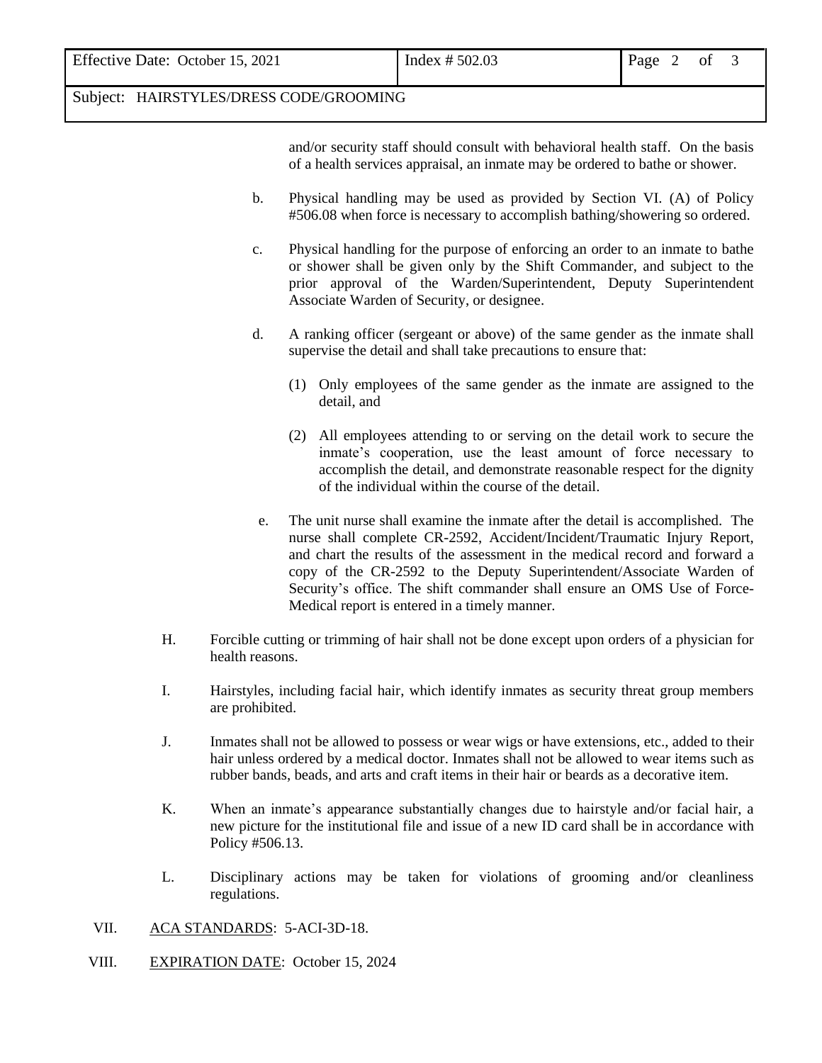and/or security staff should consult with behavioral health staff. On the basis of a health services appraisal, an inmate may be ordered to bathe or shower.

b. Physical handling may be used as provided by Section VI. (A) of Policy #506.08 when force is necessary to accomplish bathing/showering so ordered.

c. Physical handling for the purpose of enforcing an order to an inmate to bathe or shower shall be given only by the Shift Commander, and subject to the prior approval of the Warden/Superintendent, Deputy Superintendent Associate Warden of Security, or designee.

d. A ranking officer (sergeant or above) of the same gender as the inmate shall supervise the detail and shall take precautions to ensure that:

   (1) Only employees of the same gender as the inmate are assigned to the detail, and

   (2) All employees attending to or serving on the detail work to secure the inmate's cooperation, use the least amount of force necessary to accomplish the detail, and demonstrate reasonable respect for the dignity of the individual within the course of the detail.

e. The unit nurse shall examine the inmate after the detail is accomplished. The nurse shall complete CR-2592, Accident/Incident/Traumatic Injury Report, and chart the results of the assessment in the medical record and forward a copy of the CR-2592 to the Deputy Superintendent/Associate Warden of Security's office. The shift commander shall ensure an OMS Use of Force-Medical report is entered in a timely manner.

H. Forcible cutting or trimming of hair shall not be done except upon orders of a physician for health reasons.

I. Hairstyles, including facial hair, which identify inmates as security threat group members are prohibited.

J. Inmates shall not be allowed to possess or wear wigs or have extensions, etc., added to their hair unless ordered by a medical doctor. Inmates shall not be allowed to wear items such as rubber bands, beads, and arts and craft items in their hair or beards as a decorative item.

K. When an inmate's appearance substantially changes due to hairstyle and/or facial hair, a new picture for the institutional file and issue of a new ID card shall be in accordance with Policy #506.13.

L. Disciplinary actions may be taken for violations of grooming and/or cleanliness regulations.

VII. ACA STANDARDS: 5-ACI-3D-18.

VIII. EXPIRATION DATE: October 15, 2024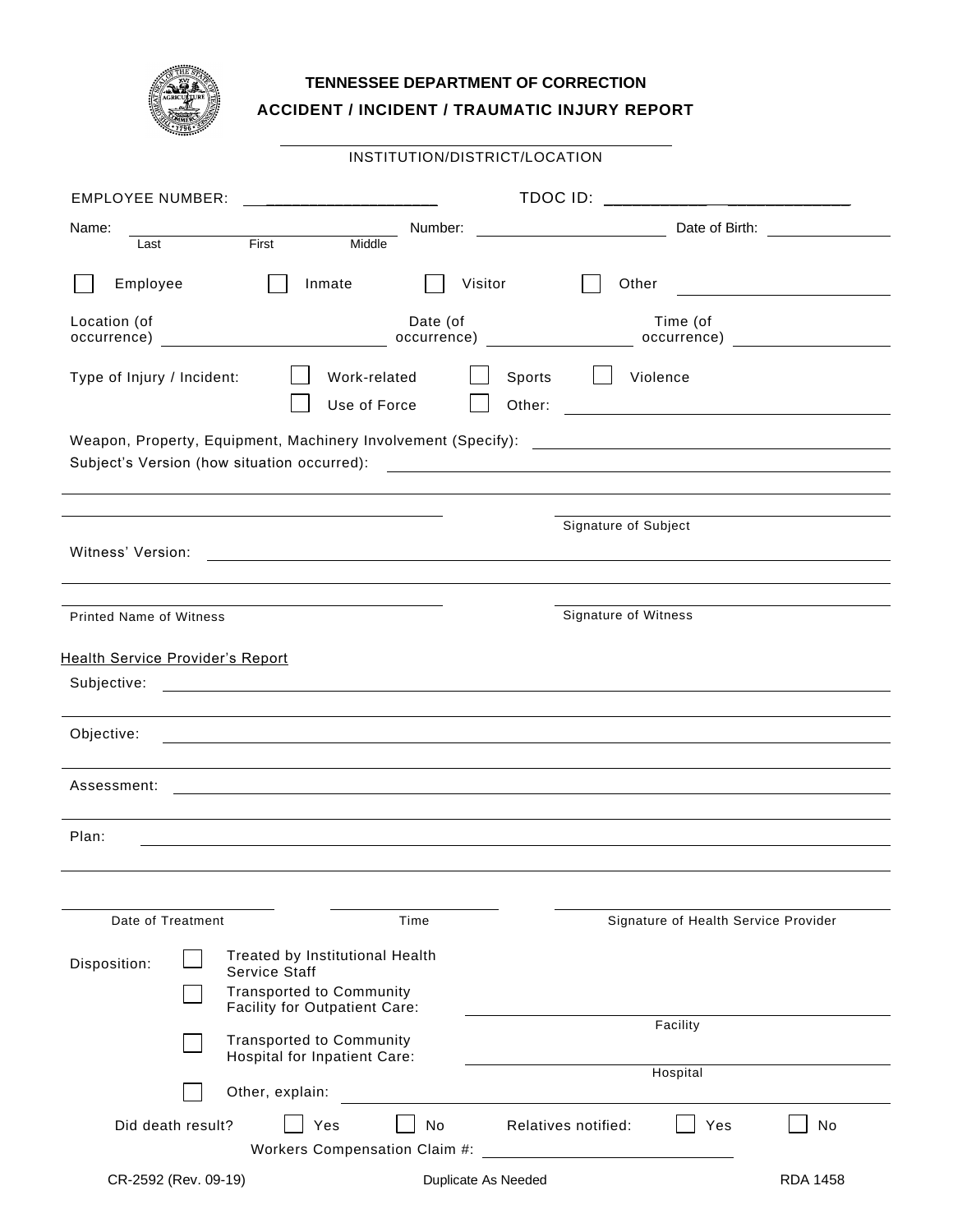# TENNESSEE DEPARTMENT OF CORRECTION

## ACCIDENT / INCIDENT / TRAUMATIC INJURY REPORT

\_\_\_\_\_\_\_\_\_\_\_\_\_\_\_\_\_\_\_\_\_\_\_\_\_\_\_\_\_\_\_\_\_\_\_\_\_\_\_\_

INSTITUTION/DISTRICT/LOCATION

EMPLOYEE NUMBER: \_\_\_\_\_\_\_\_\_\_\_\_\_\_\_\_\_\_\_\_ TDOC ID: \_\_\_\_\_\_\_\_\_\_\_\_\_ \_\_\_\_\_\_\_\_\_\_\_\_\_\_\_

Name: \_\_\_\_\_\_\_\_\_\_\_\_\_\_\_\_\_\_\_\_\_\_\_\_\_\_\_\_\_\_\_\_ Number: \_\_\_\_\_\_\_\_\_\_\_\_\_\_\_\_\_\_\_\_\_\_ Date of Birth: \_\_\_\_\_\_\_\_\_\_\_\_\_\_
Last First Middle

☐ Employee ☐ Inmate ☐ Visitor ☐ Other \_\_\_\_\_\_\_\_\_\_\_\_\_\_\_\_\_\_\_\_

Location (of occurrence) \_\_\_\_\_\_\_\_\_\_\_\_\_\_\_\_\_\_\_\_\_\_\_\_\_\_ Date (of occurrence) \_\_\_\_\_\_\_\_\_\_\_\_\_\_\_\_\_\_ Time (of occurrence) \_\_\_\_\_\_\_\_\_\_\_\_\_\_\_\_\_\_

Type of Injury / Incident: ☐ Work-related ☐ Sports ☐ Violence
☐ Use of Force ☐ Other: \_\_\_\_\_\_\_\_\_\_\_\_\_\_\_\_\_\_\_\_\_\_\_\_\_\_\_\_\_\_\_\_\_\_\_\_

Weapon, Property, Equipment, Machinery Involvement (Specify): \_\_\_\_\_\_\_\_\_\_\_\_\_\_\_\_\_\_\_\_\_\_\_\_\_\_\_\_\_\_\_\_\_\_\_\_\_\_\_\_\_\_

Subject's Version (how situation occurred): \_\_\_\_\_\_\_\_\_\_\_\_\_\_\_\_\_\_\_\_\_\_\_\_\_\_\_\_\_\_\_\_\_\_\_\_\_\_\_\_\_\_\_\_\_\_\_\_\_\_\_\_\_\_\_\_\_\_\_\_

\_\_\_\_\_\_\_\_\_\_\_\_\_\_\_\_\_\_\_\_\_\_\_\_\_\_\_\_\_\_\_\_\_\_\_\_\_\_\_\_\_\_\_\_\_\_\_\_\_\_\_\_\_\_\_\_\_\_\_\_\_\_\_\_\_\_\_\_\_\_\_\_\_\_\_\_\_\_\_\_\_\_\_\_\_\_\_\_\_\_\_\_\_\_\_\_\_\_\_\_\_\_\_\_

\_\_\_\_\_\_\_\_\_\_\_\_\_\_\_\_\_\_\_\_\_\_\_\_\_\_\_\_\_\_\_\_\_\_\_\_\_\_\_\_\_\_\_\_\_\_\_\_ \_\_\_\_\_\_\_\_\_\_\_\_\_\_\_\_\_\_\_\_\_\_\_\_\_\_\_\_\_\_\_\_\_\_\_\_\_\_\_\_
Signature of Subject

Witness' Version: \_\_\_\_\_\_\_\_\_\_\_\_\_\_\_\_\_\_\_\_\_\_\_\_\_\_\_\_\_\_\_\_\_\_\_\_\_\_\_\_\_\_\_\_\_\_\_\_\_\_\_\_\_\_\_\_\_\_\_\_\_\_\_\_\_\_\_\_\_\_\_\_\_\_\_\_\_\_\_\_\_\_\_\_\_\_\_\_\_\_\_\_

\_\_\_\_\_\_\_\_\_\_\_\_\_\_\_\_\_\_\_\_\_\_\_\_\_\_\_\_\_\_\_\_\_\_\_\_\_\_\_\_\_\_\_\_\_\_\_\_\_\_\_\_\_\_\_\_\_\_\_\_\_\_\_\_\_\_\_\_\_\_\_\_\_\_\_\_\_\_\_\_\_\_\_\_\_\_\_\_\_\_\_\_\_\_\_\_\_\_\_\_\_\_\_\_

\_\_\_\_\_\_\_\_\_\_\_\_\_\_\_\_\_\_\_\_\_\_\_\_\_\_\_\_\_\_\_\_\_\_\_\_\_\_\_\_\_\_\_\_\_\_\_\_ \_\_\_\_\_\_\_\_\_\_\_\_\_\_\_\_\_\_\_\_\_\_\_\_\_\_\_\_\_\_\_\_\_\_\_\_\_\_\_\_
Printed Name of Witness Signature of Witness

<u>Health Service Provider's Report</u>

Subjective: \_\_\_\_\_\_\_\_\_\_\_\_\_\_\_\_\_\_\_\_\_\_\_\_\_\_\_\_\_\_\_\_\_\_\_\_\_\_\_\_\_\_\_\_\_\_\_\_\_\_\_\_\_\_\_\_\_\_\_\_\_\_\_\_\_\_\_\_\_\_\_\_\_\_\_\_\_\_\_\_\_\_\_\_\_\_\_\_\_\_\_\_\_\_\_\_

\_\_\_\_\_\_\_\_\_\_\_\_\_\_\_\_\_\_\_\_\_\_\_\_\_\_\_\_\_\_\_\_\_\_\_\_\_\_\_\_\_\_\_\_\_\_\_\_\_\_\_\_\_\_\_\_\_\_\_\_\_\_\_\_\_\_\_\_\_\_\_\_\_\_\_\_\_\_\_\_\_\_\_\_\_\_\_\_\_\_\_\_\_\_\_\_\_\_\_\_\_\_\_\_

Objective: \_\_\_\_\_\_\_\_\_\_\_\_\_\_\_\_\_\_\_\_\_\_\_\_\_\_\_\_\_\_\_\_\_\_\_\_\_\_\_\_\_\_\_\_\_\_\_\_\_\_\_\_\_\_\_\_\_\_\_\_\_\_\_\_\_\_\_\_\_\_\_\_\_\_\_\_\_\_\_\_\_\_\_\_\_\_\_\_\_\_\_\_\_\_\_\_\_

\_\_\_\_\_\_\_\_\_\_\_\_\_\_\_\_\_\_\_\_\_\_\_\_\_\_\_\_\_\_\_\_\_\_\_\_\_\_\_\_\_\_\_\_\_\_\_\_\_\_\_\_\_\_\_\_\_\_\_\_\_\_\_\_\_\_\_\_\_\_\_\_\_\_\_\_\_\_\_\_\_\_\_\_\_\_\_\_\_\_\_\_\_\_\_\_\_\_\_\_\_\_\_\_

Assessment: \_\_\_\_\_\_\_\_\_\_\_\_\_\_\_\_\_\_\_\_\_\_\_\_\_\_\_\_\_\_\_\_\_\_\_\_\_\_\_\_\_\_\_\_\_\_\_\_\_\_\_\_\_\_\_\_\_\_\_\_\_\_\_\_\_\_\_\_\_\_\_\_\_\_\_\_\_\_\_\_\_\_\_\_\_\_\_\_\_\_\_\_\_\_

\_\_\_\_\_\_\_\_\_\_\_\_\_\_\_\_\_\_\_\_\_\_\_\_\_\_\_\_\_\_\_\_\_\_\_\_\_\_\_\_\_\_\_\_\_\_\_\_\_\_\_\_\_\_\_\_\_\_\_\_\_\_\_\_\_\_\_\_\_\_\_\_\_\_\_\_\_\_\_\_\_\_\_\_\_\_\_\_\_\_\_\_\_\_\_\_\_\_\_\_\_\_\_\_

Plan: \_\_\_\_\_\_\_\_\_\_\_\_\_\_\_\_\_\_\_\_\_\_\_\_\_\_\_\_\_\_\_\_\_\_\_\_\_\_\_\_\_\_\_\_\_\_\_\_\_\_\_\_\_\_\_\_\_\_\_\_\_\_\_\_\_\_\_\_\_\_\_\_\_\_\_\_\_\_\_\_\_\_\_\_\_\_\_\_\_\_\_\_\_\_\_\_\_\_\_\_\_

\_\_\_\_\_\_\_\_\_\_\_\_\_\_\_\_\_\_\_\_\_\_\_\_\_\_\_\_\_\_\_\_\_\_\_\_\_\_\_\_\_\_\_\_\_\_\_\_\_\_\_\_\_\_\_\_\_\_\_\_\_\_\_\_\_\_\_\_\_\_\_\_\_\_\_\_\_\_\_\_\_\_\_\_\_\_\_\_\_\_\_\_\_\_\_\_\_\_\_\_\_\_\_\_

\_\_\_\_\_\_\_\_\_\_\_\_\_\_\_\_\_\_\_\_\_\_\_\_\_\_\_\_ \_\_\_\_\_\_\_\_\_\_\_\_\_\_\_\_\_\_\_\_\_\_ \_\_\_\_\_\_\_\_\_\_\_\_\_\_\_\_\_\_\_\_\_\_\_\_\_\_\_\_\_\_\_\_\_\_\_\_\_\_\_\_\_\_\_\_
Date of Treatment Time Signature of Health Service Provider

Disposition:

☐ Treated by Institutional Health Service Staff

☐ Transported to Community Facility for Outpatient Care: \_\_\_\_\_\_\_\_\_\_\_\_\_\_\_\_\_\_\_\_\_\_\_\_\_\_\_\_\_\_\_\_\_\_\_\_\_\_\_\_\_\_\_\_\_\_\_\_\_
Facility

☐ Transported to Community Hospital for Inpatient Care: \_\_\_\_\_\_\_\_\_\_\_\_\_\_\_\_\_\_\_\_\_\_\_\_\_\_\_\_\_\_\_\_\_\_\_\_\_\_\_\_\_\_\_\_\_\_\_\_\_
Hospital

☐ Other, explain: \_\_\_\_\_\_\_\_\_\_\_\_\_\_\_\_\_\_\_\_\_\_\_\_\_\_\_\_\_\_\_\_\_\_\_\_\_\_\_\_\_\_\_\_\_\_\_\_\_\_\_\_\_\_\_\_\_\_\_\_\_\_\_\_

Did death result? ☐ Yes ☐ No Relatives notified: ☐ Yes ☐ No

Workers Compensation Claim #: \_\_\_\_\_\_\_\_\_\_\_\_\_\_\_\_\_\_\_\_\_\_\_\_\_\_\_\_\_\_\_\_\_\_\_

CR-2592 (Rev. 09-19) Duplicate As Needed RDA 1458